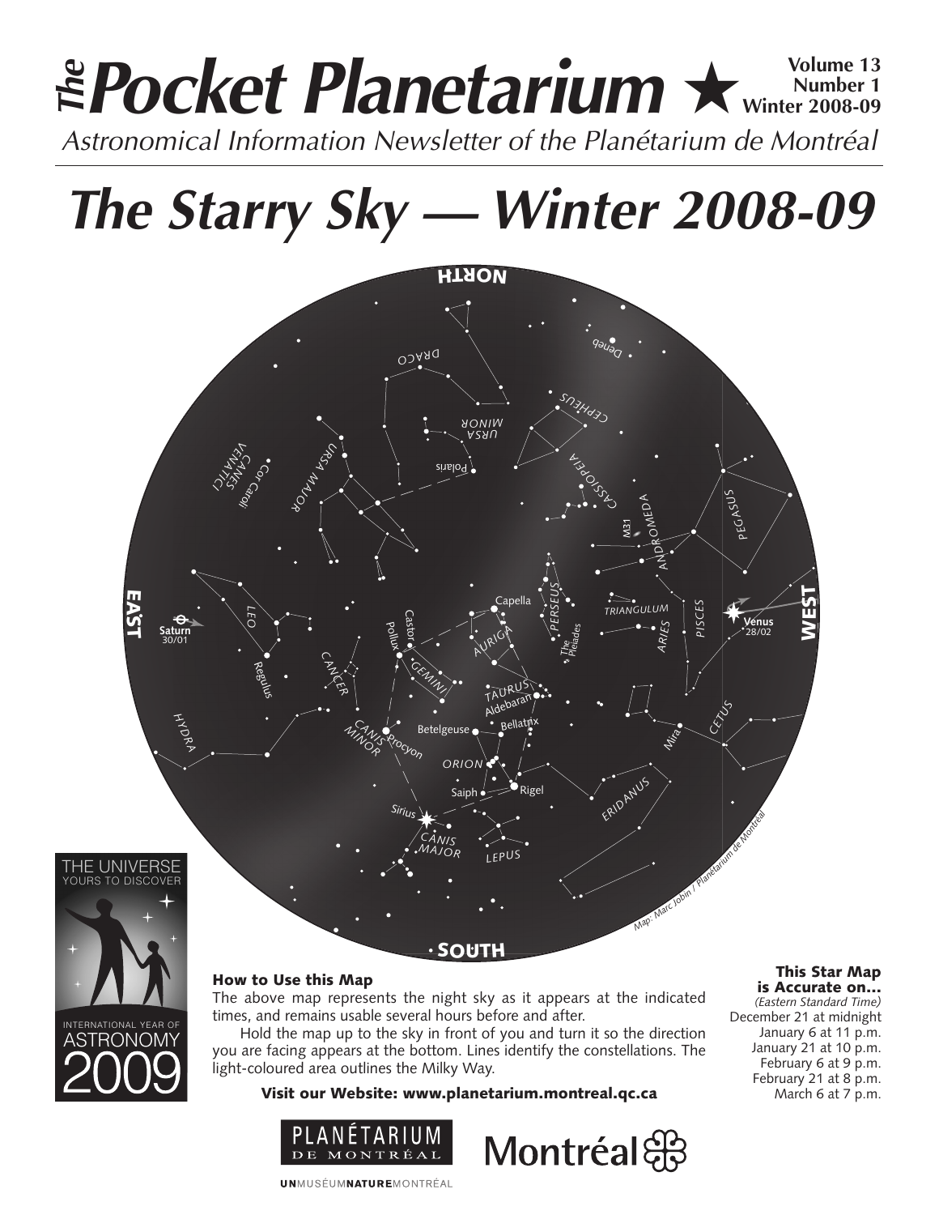# The Pocket Planetarium ★

**Volume 13 Number 1 Winter 2008-09**

*Astronomical Information Newsletter of the Planétarium de Montréal*

# The Starry Sky — Winter 2008-09

### How to Use this Map

The above map represents the night sky as it appears at the indicated times, and remains usable several hours before and after.

Hold the map up to the sky in front of you and turn it so the direction you are facing appears at the bottom. Lines identify the constellations. The light-coloured area outlines the Milky Way.

**Visit our Website: www.planetarium.montreal.qc.ca**

### This Star Map is Accurate on...

*(Eastern Standard Time)*

December 21 at midnight
January 6 at 11 p.m.
January 21 at 10 p.m.
February 6 at 9 p.m.
February 21 at 8 p.m.
March 6 at 7 p.m.

THE UNIVERSE YOURS TO DISCOVER — INTERNATIONAL YEAR OF ASTRONOMY 2009

PLANÉTARIUM DE MONTRÉAL — Montréal

UNMUSÉUMNATUREMONTRÉAL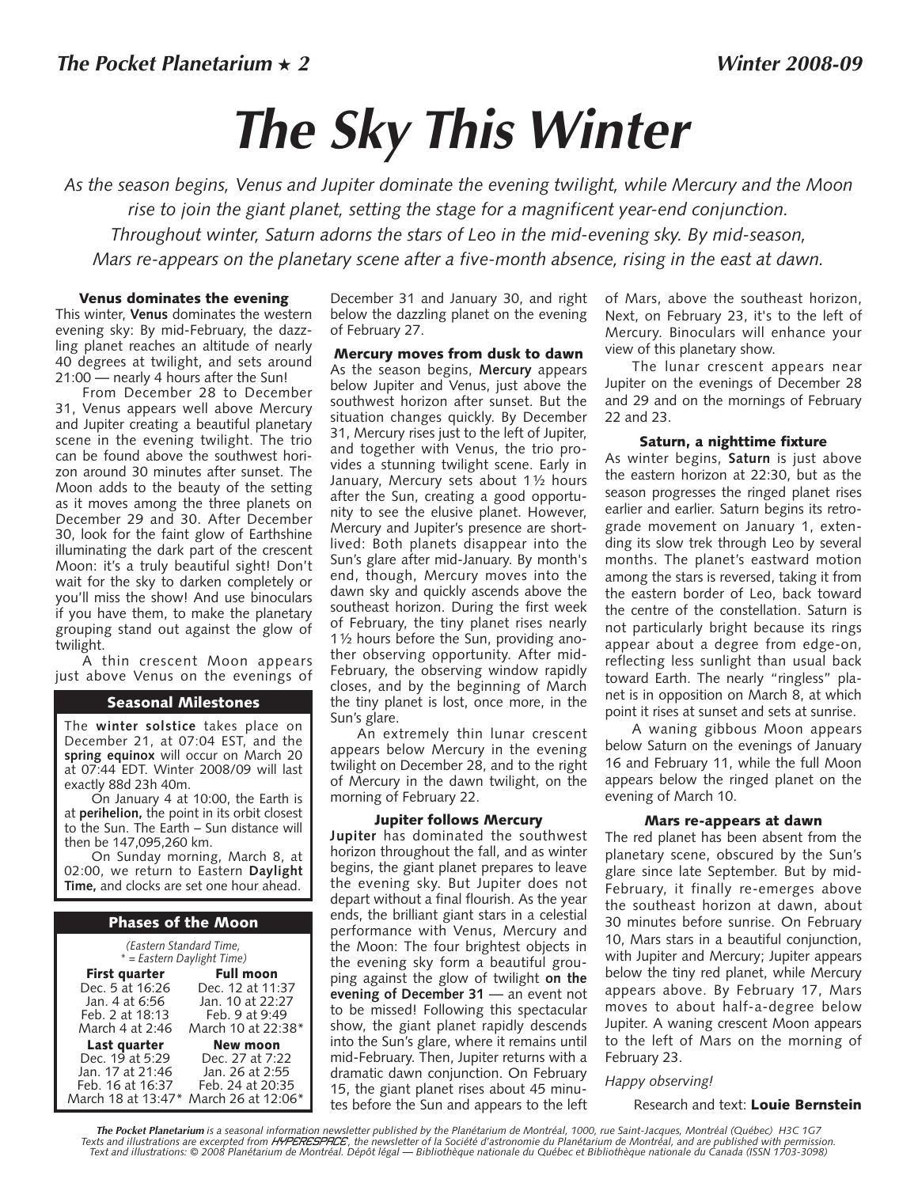# The Sky This Winter

*As the season begins, Venus and Jupiter dominate the evening twilight, while Mercury and the Moon rise to join the giant planet, setting the stage for a magnificent year-end conjunction. Throughout winter, Saturn adorns the stars of Leo in the mid-evening sky. By mid-season, Mars re-appears on the planetary scene after a five-month absence, rising in the east at dawn.*

### Venus dominates the evening

This winter, **Venus** dominates the western evening sky: By mid-February, the dazzling planet reaches an altitude of nearly 40 degrees at twilight, and sets around 21:00 — nearly 4 hours after the Sun!

From December 28 to December 31, Venus appears well above Mercury and Jupiter creating a beautiful planetary scene in the evening twilight. The trio can be found above the southwest horizon around 30 minutes after sunset. The Moon adds to the beauty of the setting as it moves among the three planets on December 29 and 30. After December 30, look for the faint glow of Earthshine illuminating the dark part of the crescent Moon: it's a truly beautiful sight! Don't wait for the sky to darken completely or you'll miss the show! And use binoculars if you have them, to make the planetary grouping stand out against the glow of twilight.

A thin crescent Moon appears just above Venus on the evenings of December 31 and January 30, and right below the dazzling planet on the evening of February 27.

### Seasonal Milestones

The **winter solstice** takes place on December 21, at 07:04 EST, and the **spring equinox** will occur on March 20 at 07:44 EDT. Winter 2008/09 will last exactly 88d 23h 40m.

On January 4 at 10:00, the Earth is at **perihelion,** the point in its orbit closest to the Sun. The Earth – Sun distance will then be 147,095,260 km.

On Sunday morning, March 8, at 02:00, we return to Eastern **Daylight Time,** and clocks are set one hour ahead.

### Phases of the Moon

*(Eastern Standard Time,*
*\* = Eastern Daylight Time)*

| First quarter | Full moon |
|---|---|
| Dec. 5 at 16:26 | Dec. 12 at 11:37 |
| Jan. 4 at 6:56 | Jan. 10 at 22:27 |
| Feb. 2 at 18:13 | Feb. 9 at 9:49 |
| March 4 at 2:46 | March 10 at 22:38* |
| **Last quarter** | **New moon** |
| Dec. 19 at 5:29 | Dec. 27 at 7:22 |
| Jan. 17 at 21:46 | Jan. 26 at 2:55 |
| Feb. 16 at 16:37 | Feb. 24 at 20:35 |
| March 18 at 13:47* | March 26 at 12:06* |

### Mercury moves from dusk to dawn

As the season begins, **Mercury** appears below Jupiter and Venus, just above the southwest horizon after sunset. But the situation changes quickly. By December 31, Mercury rises just to the left of Jupiter, and together with Venus, the trio provides a stunning twilight scene. Early in January, Mercury sets about 1½ hours after the Sun, creating a good opportunity to see the elusive planet. However, Mercury and Jupiter's presence are short-lived: Both planets disappear into the Sun's glare after mid-January. By month's end, though, Mercury moves into the dawn sky and quickly ascends above the southeast horizon. During the first week of February, the tiny planet rises nearly 1½ hours before the Sun, providing another observing opportunity. After mid-February, the observing window rapidly closes, and by the beginning of March the tiny planet is lost, once more, in the Sun's glare.

An extremely thin lunar crescent appears below Mercury in the evening twilight on December 28, and to the right of Mercury in the dawn twilight, on the morning of February 22.

### Jupiter follows Mercury

**Jupiter** has dominated the southwest horizon throughout the fall, and as winter begins, the giant planet prepares to leave the evening sky. But Jupiter does not depart without a final flourish. As the year ends, the brilliant giant stars in a celestial performance with Venus, Mercury and the Moon: The four brightest objects in the evening sky form a beautiful grouping against the glow of twilight **on the evening of December 31** — an event not to be missed! Following this spectacular show, the giant planet rapidly descends into the Sun's glare, where it remains until mid-February. Then, Jupiter returns with a dramatic dawn conjunction. On February 15, the giant planet rises about 45 minutes before the Sun and appears to the left of Mars, above the southeast horizon, Next, on February 23, it's to the left of Mercury. Binoculars will enhance your view of this planetary show.

The lunar crescent appears near Jupiter on the evenings of December 28 and 29 and on the mornings of February 22 and 23.

### Saturn, a nighttime fixture

As winter begins, **Saturn** is just above the eastern horizon at 22:30, but as the season progresses the ringed planet rises earlier and earlier. Saturn begins its retrograde movement on January 1, extending its slow trek through Leo by several months. The planet's eastward motion among the stars is reversed, taking it from the eastern border of Leo, back toward the centre of the constellation. Saturn is not particularly bright because its rings appear about a degree from edge-on, reflecting less sunlight than usual back toward Earth. The nearly "ringless" planet is in opposition on March 8, at which point it rises at sunset and sets at sunrise.

A waning gibbous Moon appears below Saturn on the evenings of January 16 and February 11, while the full Moon appears below the ringed planet on the evening of March 10.

### Mars re-appears at dawn

The red planet has been absent from the planetary scene, obscured by the Sun's glare since late September. But by mid-February, it finally re-emerges above the southeast horizon at dawn, about 30 minutes before sunrise. On February 10, Mars stars in a beautiful conjunction, with Jupiter and Mercury; Jupiter appears below the tiny red planet, while Mercury appears above. By February 17, Mars moves to about half-a-degree below Jupiter. A waning crescent Moon appears to the left of Mars on the morning of February 23.

*Happy observing!*

Research and text: **Louie Bernstein**

***The Pocket Planetarium*** *is a seasonal information newsletter published by the Planétarium de Montréal, 1000, rue Saint-Jacques, Montréal (Québec) H3C 1G7*
*Texts and illustrations are excerpted from HYPERESPACE, the newsletter of la Société d'astronomie du Planétarium de Montréal, and are published with permission.*
*Text and illustrations: © 2008 Planétarium de Montréal. Dépôt légal — Bibliothèque nationale du Québec et Bibliothèque nationale du Canada (ISSN 1703-3098)*